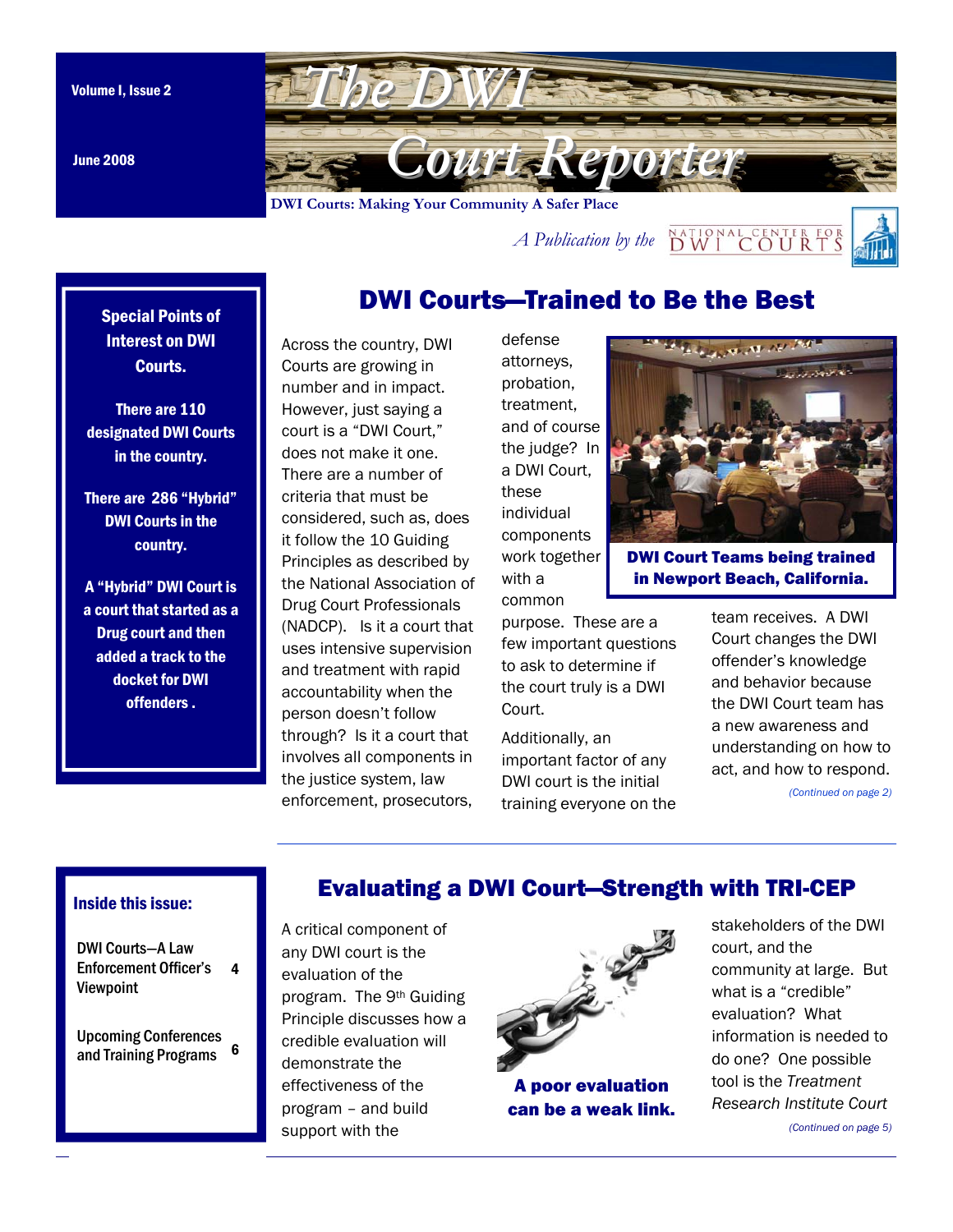Volume I, Issue 2

June 2008

# The DWI Court Reporter

**DWI Courts: Making Your Community A Safer Place**

*A Publication by the* National Center for DWI Courts

**Special Points of Interest on DWI Courts.**

**There are 110 designated DWI Courts in the country.**

**There are 286 "Hybrid" DWI Courts in the country.**

**A "Hybrid" DWI Court is a court that started as a Drug court and then added a track to the docket for DWI offenders .**

## DWI Courts—Trained to Be the Best

Across the country, DWI Courts are growing in number and in impact. However, just saying a court is a "DWI Court," does not make it one. There are a number of criteria that must be considered, such as, does it follow the 10 Guiding Principles as described by the National Association of Drug Court Professionals (NADCP). Is it a court that uses intensive supervision and treatment with rapid accountability when the person doesn't follow through? Is it a court that involves all components in the justice system, law enforcement, prosecutors, defense attorneys, probation, treatment, and of course the judge? In a DWI Court, these individual components work together with a common purpose. These are a few important questions to ask to determine if the court truly is a DWI Court.

**DWI Court Teams being trained in Newport Beach, California.**

Additionally, an important factor of any DWI court is the initial training everyone on the team receives. A DWI Court changes the DWI offender's knowledge and behavior because the DWI Court team has a new awareness and understanding on how to act, and how to respond.

*(Continued on page 2)*

**Inside this issue:**

| | |
|---|---|
| DWI Courts—A Law Enforcement Officer's Viewpoint | 4 |
| Upcoming Conferences and Training Programs | 6 |

## Evaluating a DWI Court—Strength with TRI-CEP

A critical component of any DWI court is the evaluation of the program. The 9th Guiding Principle discusses how a credible evaluation will demonstrate the effectiveness of the program – and build support with the stakeholders of the DWI court, and the community at large. But what is a "credible" evaluation? What information is needed to do one? One possible tool is the *Treatment Research Institute Court*

**A poor evaluation can be a weak link.**

*(Continued on page 5)*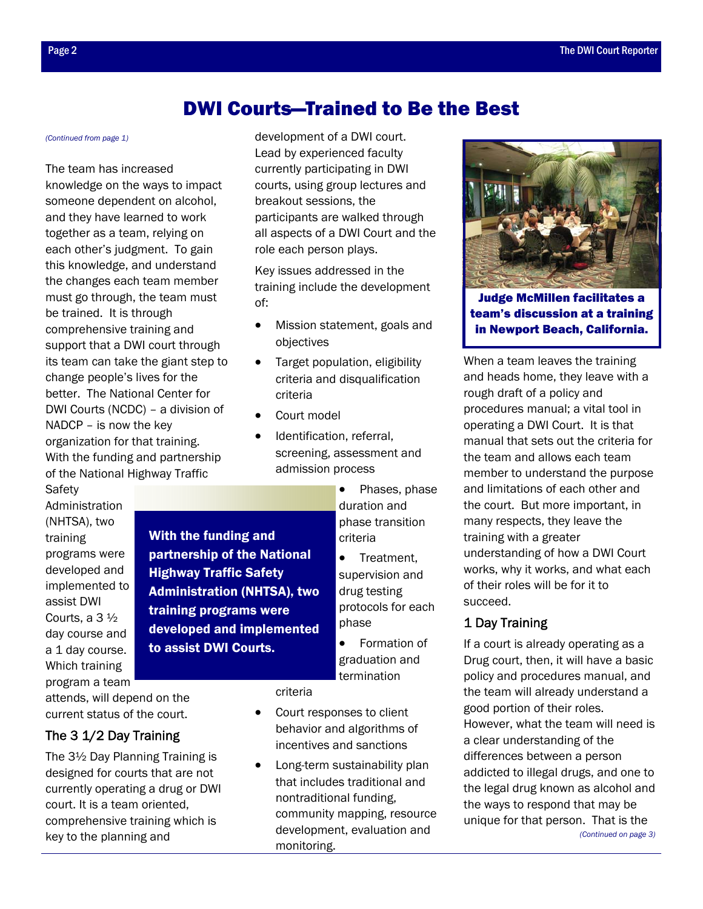# DWI Courts—Trained to Be the Best

*(Continued from page 1)*

The team has increased knowledge on the ways to impact someone dependent on alcohol, and they have learned to work together as a team, relying on each other's judgment. To gain this knowledge, and understand the changes each team member must go through, the team must be trained. It is through comprehensive training and support that a DWI court through its team can take the giant step to change people's lives for the better. The National Center for DWI Courts (NCDC) – a division of NADCP – is now the key organization for that training. With the funding and partnership of the National Highway Traffic Safety Administration (NHTSA), two training programs were developed and implemented to assist DWI Courts, a 3 ½ day course and a 1 day course. Which training program a team attends, will depend on the current status of the court.

**With the funding and partnership of the National Highway Traffic Safety Administration (NHTSA), two training programs were developed and implemented to assist DWI Courts.**

## The 3 1/2 Day Training

The 3½ Day Planning Training is designed for courts that are not currently operating a drug or DWI court. It is a team oriented, comprehensive training which is key to the planning and development of a DWI court. Lead by experienced faculty currently participating in DWI courts, using group lectures and breakout sessions, the participants are walked through all aspects of a DWI Court and the role each person plays.

Key issues addressed in the training include the development of:

- Mission statement, goals and objectives
- Target population, eligibility criteria and disqualification criteria
- Court model
- Identification, referral, screening, assessment and admission process
- Phases, phase duration and phase transition criteria
- Treatment, supervision and drug testing protocols for each phase
- Formation of graduation and termination criteria
- Court responses to client behavior and algorithms of incentives and sanctions
- Long-term sustainability plan that includes traditional and nontraditional funding, community mapping, resource development, evaluation and monitoring.

**Judge McMillen facilitates a team's discussion at a training in Newport Beach, California.**

When a team leaves the training and heads home, they leave with a rough draft of a policy and procedures manual; a vital tool in operating a DWI Court. It is that manual that sets out the criteria for the team and allows each team member to understand the purpose and limitations of each other and the court. But more important, in many respects, they leave the training with a greater understanding of how a DWI Court works, why it works, and what each of their roles will be for it to succeed.

## 1 Day Training

If a court is already operating as a Drug court, then, it will have a basic policy and procedures manual, and the team will already understand a good portion of their roles. However, what the team will need is a clear understanding of the differences between a person addicted to illegal drugs, and one to the legal drug known as alcohol and the ways to respond that may be unique for that person. That is the

*(Continued on page 3)*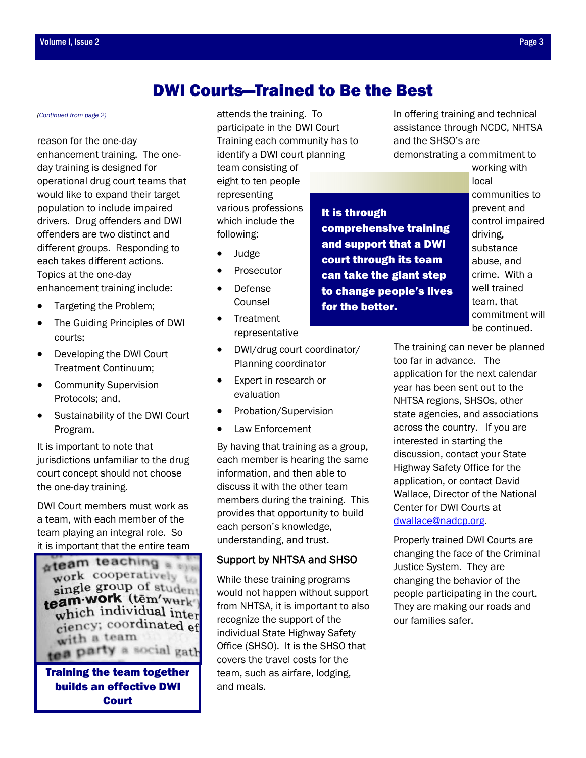# DWI Courts—Trained to Be the Best

*(Continued from page 2)*

reason for the one-day enhancement training. The one-day training is designed for operational drug court teams that would like to expand their target population to include impaired drivers. Drug offenders and DWI offenders are two distinct and different groups. Responding to each takes different actions. Topics at the one-day enhancement training include:

- Targeting the Problem;
- The Guiding Principles of DWI courts;
- Developing the DWI Court Treatment Continuum;
- Community Supervision Protocols; and,
- Sustainability of the DWI Court Program.

It is important to note that jurisdictions unfamiliar to the drug court concept should not choose the one-day training.

DWI Court members must work as a team, with each member of the team playing an integral role. So it is important that the entire team attends the training. To participate in the DWI Court Training each community has to identify a DWI court planning team consisting of eight to ten people representing various professions which include the following:

- Judge
- Prosecutor
- Defense Counsel
- Treatment representative
- DWI/drug court coordinator/ Planning coordinator
- Expert in research or evaluation
- Probation/Supervision
- Law Enforcement

By having that training as a group, each member is hearing the same information, and then able to discuss it with the other team members during the training. This provides that opportunity to build each person's knowledge, understanding, and trust.

**Training the team together builds an effective DWI Court**

## Support by NHTSA and SHSO

While these training programs would not happen without support from NHTSA, it is important to also recognize the support of the individual State Highway Safety Office (SHSO). It is the SHSO that covers the travel costs for the team, such as airfare, lodging, and meals.

In offering training and technical assistance through NCDC, NHTSA and the SHSO's are demonstrating a commitment to working with local communities to prevent and control impaired driving, substance abuse, and crime. With a well trained team, that commitment will be continued.

**It is through comprehensive training and support that a DWI court through its team can take the giant step to change people's lives for the better.**

The training can never be planned too far in advance. The application for the next calendar year has been sent out to the NHTSA regions, SHSOs, other state agencies, and associations across the country. If you are interested in starting the discussion, contact your State Highway Safety Office for the application, or contact David Wallace, Director of the National Center for DWI Courts at dwallace@nadcp.org.

Properly trained DWI Courts are changing the face of the Criminal Justice System. They are changing the behavior of the people participating in the court. They are making our roads and our families safer.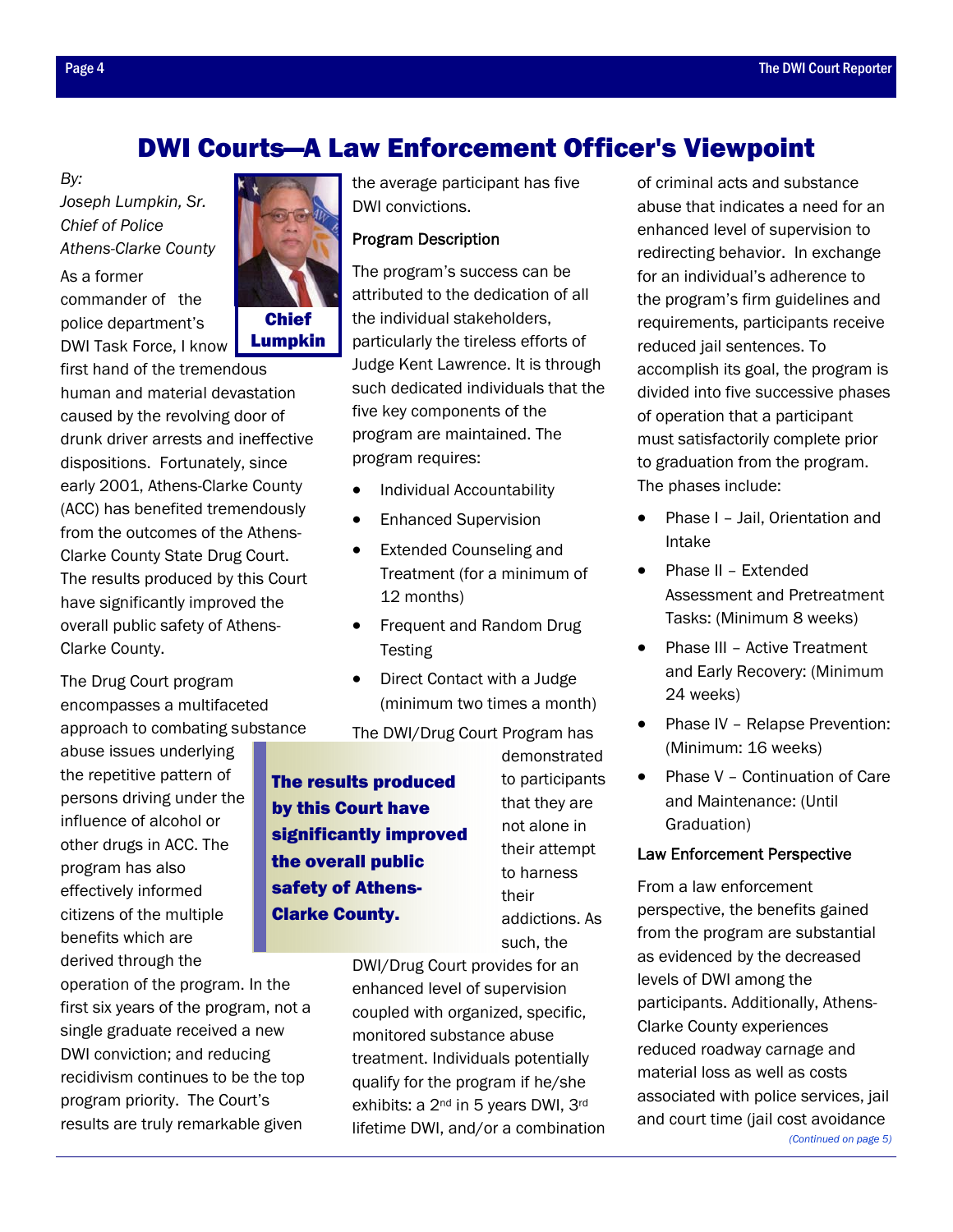# DWI Courts—A Law Enforcement Officer's Viewpoint

*By:*
*Joseph Lumpkin, Sr.*
*Chief of Police*
*Athens-Clarke County*

**Chief Lumpkin**

As a former commander of the police department's DWI Task Force, I know first hand of the tremendous human and material devastation caused by the revolving door of drunk driver arrests and ineffective dispositions. Fortunately, since early 2001, Athens-Clarke County (ACC) has benefited tremendously from the outcomes of the Athens-Clarke County State Drug Court. The results produced by this Court have significantly improved the overall public safety of Athens-Clarke County.

The Drug Court program encompasses a multifaceted approach to combating substance abuse issues underlying the repetitive pattern of persons driving under the influence of alcohol or other drugs in ACC. The program has also effectively informed citizens of the multiple benefits which are derived through the operation of the program. In the first six years of the program, not a single graduate received a new DWI conviction; and reducing recidivism continues to be the top program priority. The Court's results are truly remarkable given the average participant has five DWI convictions.

**The results produced by this Court have significantly improved the overall public safety of Athens-Clarke County.**

### Program Description

The program's success can be attributed to the dedication of all the individual stakeholders, particularly the tireless efforts of Judge Kent Lawrence. It is through such dedicated individuals that the five key components of the program are maintained. The program requires:

- Individual Accountability
- Enhanced Supervision
- Extended Counseling and Treatment (for a minimum of 12 months)
- Frequent and Random Drug Testing
- Direct Contact with a Judge (minimum two times a month)

The DWI/Drug Court Program has demonstrated to participants that they are not alone in their attempt to harness their addictions. As such, the DWI/Drug Court provides for an enhanced level of supervision coupled with organized, specific, monitored substance abuse treatment. Individuals potentially qualify for the program if he/she exhibits: a 2nd in 5 years DWI, 3rd lifetime DWI, and/or a combination of criminal acts and substance abuse that indicates a need for an enhanced level of supervision to redirecting behavior. In exchange for an individual's adherence to the program's firm guidelines and requirements, participants receive reduced jail sentences. To accomplish its goal, the program is divided into five successive phases of operation that a participant must satisfactorily complete prior to graduation from the program. The phases include:

- Phase I – Jail, Orientation and Intake
- Phase II – Extended Assessment and Pretreatment Tasks: (Minimum 8 weeks)
- Phase III – Active Treatment and Early Recovery: (Minimum 24 weeks)
- Phase IV – Relapse Prevention: (Minimum: 16 weeks)
- Phase V – Continuation of Care and Maintenance: (Until Graduation)

### Law Enforcement Perspective

From a law enforcement perspective, the benefits gained from the program are substantial as evidenced by the decreased levels of DWI among the participants. Additionally, Athens-Clarke County experiences reduced roadway carnage and material loss as well as costs associated with police services, jail and court time (jail cost avoidance

*(Continued on page 5)*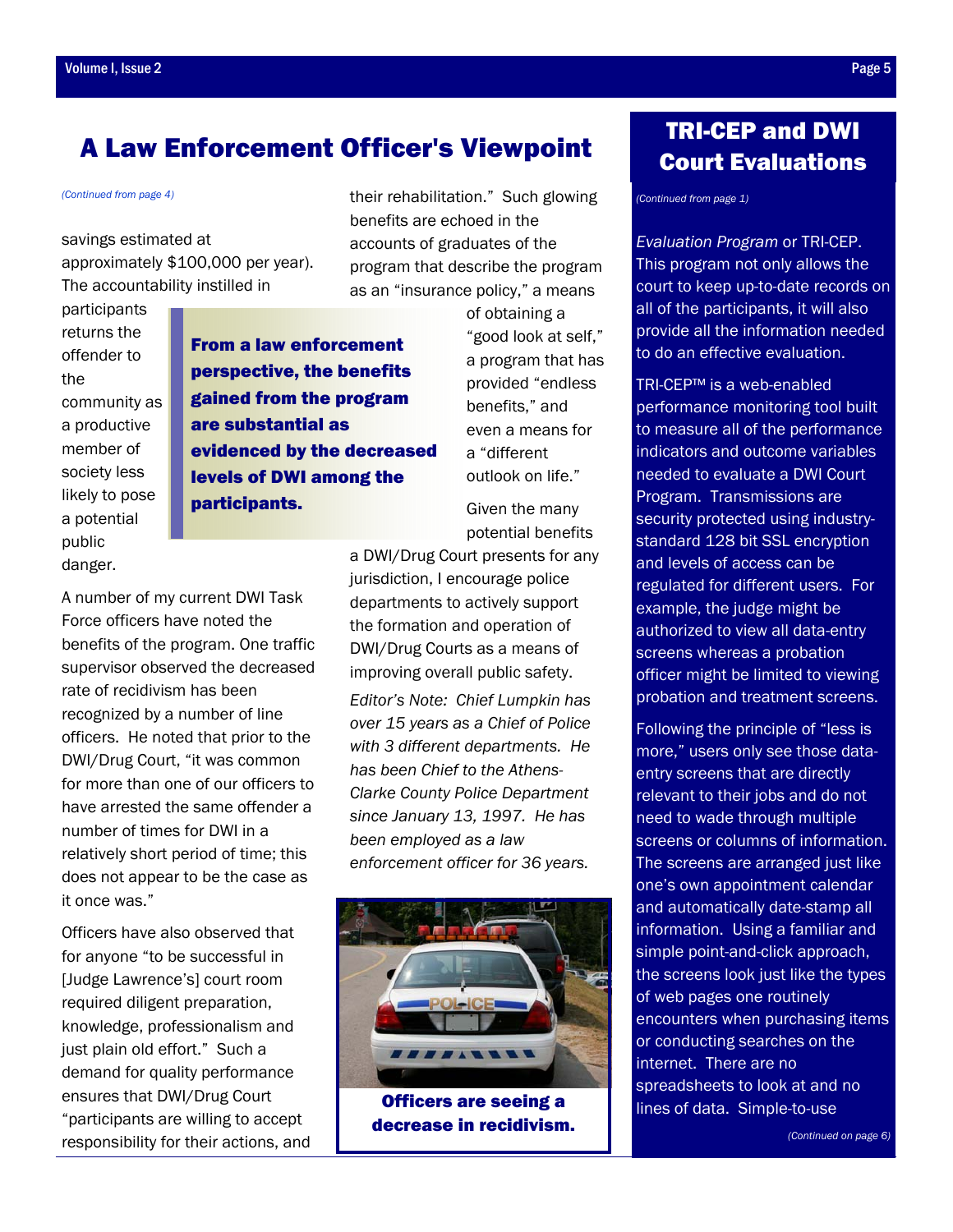## A Law Enforcement Officer's Viewpoint

*(Continued from page 4)*

savings estimated at approximately $100,000 per year). The accountability instilled in participants returns the offender to the community as a productive member of society less likely to pose a potential public danger.

> **From a law enforcement perspective, the benefits gained from the program are substantial as evidenced by the decreased levels of DWI among the participants.**

A number of my current DWI Task Force officers have noted the benefits of the program. One traffic supervisor observed the decreased rate of recidivism has been recognized by a number of line officers. He noted that prior to the DWI/Drug Court, "it was common for more than one of our officers to have arrested the same offender a number of times for DWI in a relatively short period of time; this does not appear to be the case as it once was."

Officers have also observed that for anyone "to be successful in [Judge Lawrence's] court room required diligent preparation, knowledge, professionalism and just plain old effort." Such a demand for quality performance ensures that DWI/Drug Court "participants are willing to accept responsibility for their actions, and their rehabilitation." Such glowing benefits are echoed in the accounts of graduates of the program that describe the program as an "insurance policy," a means of obtaining a "good look at self," a program that has provided "endless benefits," and even a means for a "different outlook on life."

Given the many potential benefits a DWI/Drug Court presents for any jurisdiction, I encourage police departments to actively support the formation and operation of DWI/Drug Courts as a means of improving overall public safety.

*Editor's Note: Chief Lumpkin has over 15 years as a Chief of Police with 3 different departments. He has been Chief to the Athens-Clarke County Police Department since January 13, 1997. He has been employed as a law enforcement officer for 36 years.*

**Officers are seeing a decrease in recidivism.**

## TRI-CEP and DWI Court Evaluations

*(Continued from page 1)*

*Evaluation Program* or TRI-CEP. This program not only allows the court to keep up-to-date records on all of the participants, it will also provide all the information needed to do an effective evaluation.

TRI-CEP™ is a web-enabled performance monitoring tool built to measure all of the performance indicators and outcome variables needed to evaluate a DWI Court Program. Transmissions are security protected using industry-standard 128 bit SSL encryption and levels of access can be regulated for different users. For example, the judge might be authorized to view all data-entry screens whereas a probation officer might be limited to viewing probation and treatment screens.

Following the principle of "less is more," users only see those data-entry screens that are directly relevant to their jobs and do not need to wade through multiple screens or columns of information. The screens are arranged just like one's own appointment calendar and automatically date-stamp all information. Using a familiar and simple point-and-click approach, the screens look just like the types of web pages one routinely encounters when purchasing items or conducting searches on the internet. There are no spreadsheets to look at and no lines of data. Simple-to-use

*(Continued on page 6)*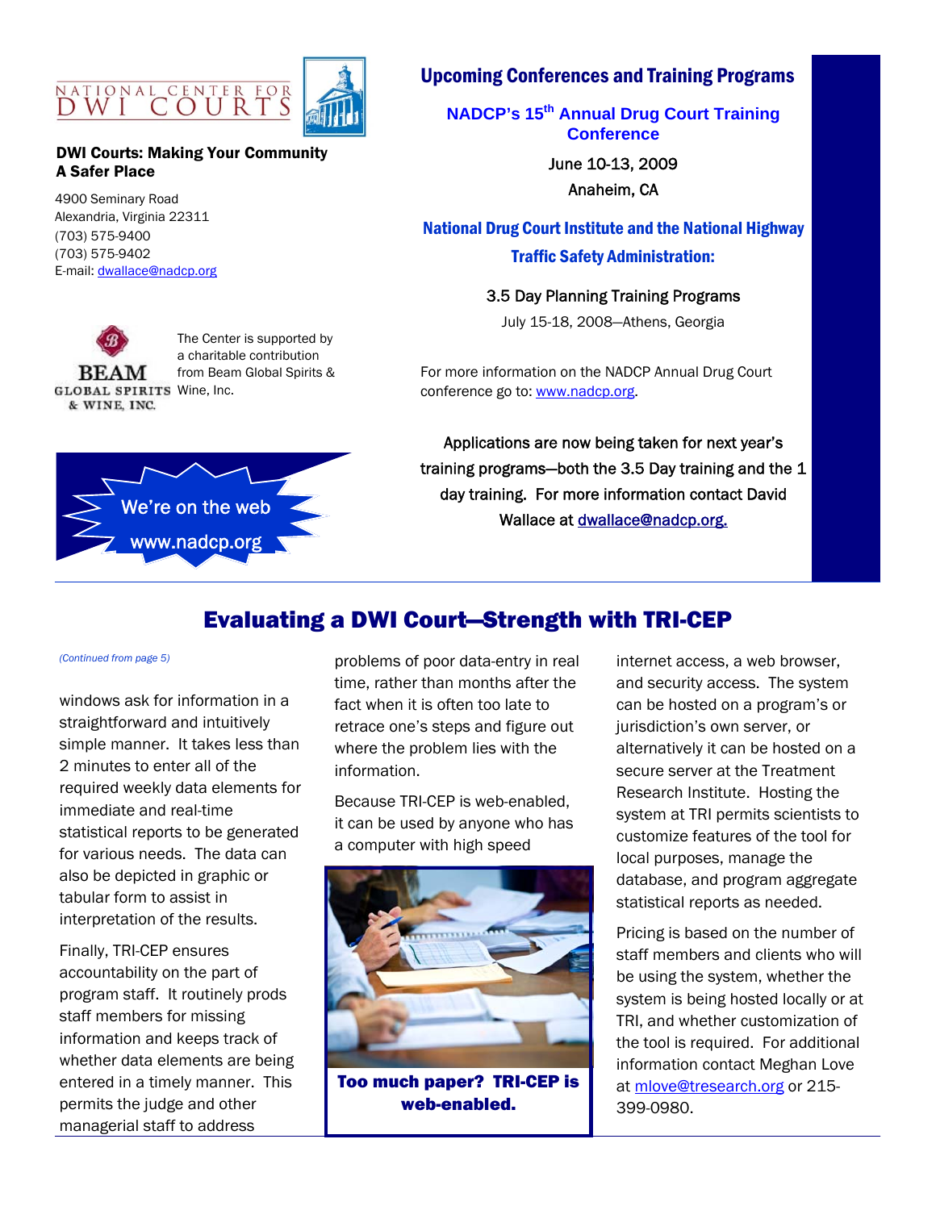NATIONAL CENTER FOR DWI COURTS

**DWI Courts: Making Your Community A Safer Place**

4900 Seminary Road
Alexandria, Virginia 22311
(703) 575-9400
(703) 575-9402
E-mail: dwallace@nadcp.org

The Center is supported by a charitable contribution from Beam Global Spirits & Wine, Inc.

We're on the web
www.nadcp.org

## Upcoming Conferences and Training Programs

### NADCP's 15th Annual Drug Court Training Conference

June 10-13, 2009
Anaheim, CA

### National Drug Court Institute and the National Highway Traffic Safety Administration:

3.5 Day Planning Training Programs
July 15-18, 2008—Athens, Georgia

For more information on the NADCP Annual Drug Court conference go to: www.nadcp.org.

Applications are now being taken for next year's training programs—both the 3.5 Day training and the 1 day training. For more information contact David Wallace at dwallace@nadcp.org.

## Evaluating a DWI Court—Strength with TRI-CEP

*(Continued from page 5)*

windows ask for information in a straightforward and intuitively simple manner. It takes less than 2 minutes to enter all of the required weekly data elements for immediate and real-time statistical reports to be generated for various needs. The data can also be depicted in graphic or tabular form to assist in interpretation of the results.

Finally, TRI-CEP ensures accountability on the part of program staff. It routinely prods staff members for missing information and keeps track of whether data elements are being entered in a timely manner. This permits the judge and other managerial staff to address problems of poor data-entry in real time, rather than months after the fact when it is often too late to retrace one's steps and figure out where the problem lies with the information.

Because TRI-CEP is web-enabled, it can be used by anyone who has a computer with high speed internet access, a web browser, and security access. The system can be hosted on a program's or jurisdiction's own server, or alternatively it can be hosted on a secure server at the Treatment Research Institute. Hosting the system at TRI permits scientists to customize features of the tool for local purposes, manage the database, and program aggregate statistical reports as needed.

**Too much paper? TRI-CEP is web-enabled.**

Pricing is based on the number of staff members and clients who will be using the system, whether the system is being hosted locally or at TRI, and whether customization of the tool is required. For additional information contact Meghan Love at mlove@tresearch.org or 215-399-0980.